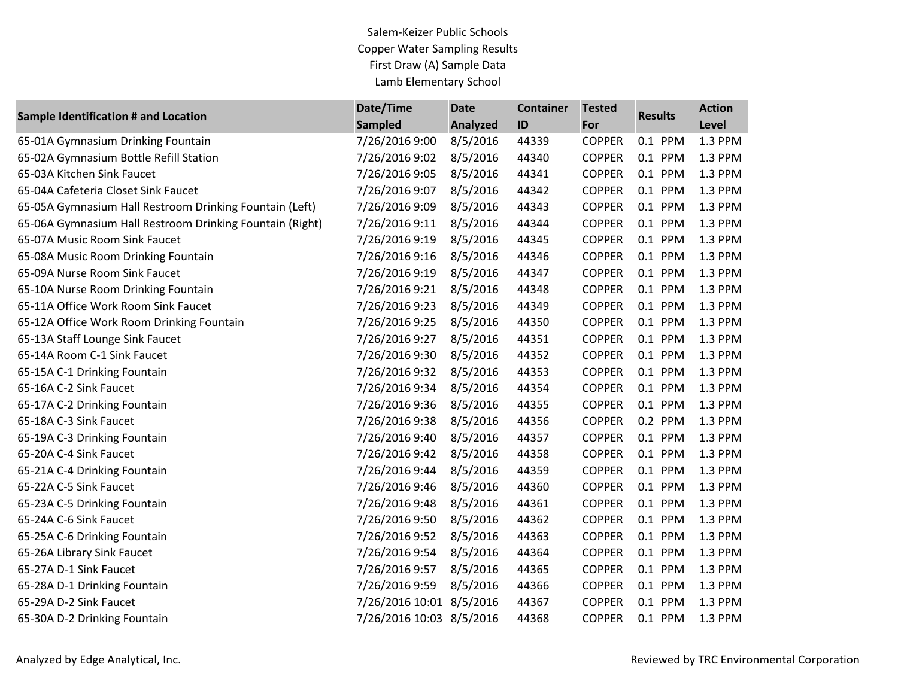Salem-Keizer Public Schools

Copper Water Sampling Results

First Draw (A) Sample Data

Lamb Elementary School

| Sample Identification # and Location | Date/Time Sampled | Date Analyzed | Container ID | Tested For | Results | Action Level |
|---|---|---|---|---|---|---|
| 65-01A Gymnasium Drinking Fountain | 7/26/2016 9:00 | 8/5/2016 | 44339 | COPPER | 0.1 PPM | 1.3 PPM |
| 65-02A Gymnasium Bottle Refill Station | 7/26/2016 9:02 | 8/5/2016 | 44340 | COPPER | 0.1 PPM | 1.3 PPM |
| 65-03A Kitchen Sink Faucet | 7/26/2016 9:05 | 8/5/2016 | 44341 | COPPER | 0.1 PPM | 1.3 PPM |
| 65-04A Cafeteria Closet Sink Faucet | 7/26/2016 9:07 | 8/5/2016 | 44342 | COPPER | 0.1 PPM | 1.3 PPM |
| 65-05A Gymnasium Hall Restroom Drinking Fountain (Left) | 7/26/2016 9:09 | 8/5/2016 | 44343 | COPPER | 0.1 PPM | 1.3 PPM |
| 65-06A Gymnasium Hall Restroom Drinking Fountain (Right) | 7/26/2016 9:11 | 8/5/2016 | 44344 | COPPER | 0.1 PPM | 1.3 PPM |
| 65-07A Music Room Sink Faucet | 7/26/2016 9:19 | 8/5/2016 | 44345 | COPPER | 0.1 PPM | 1.3 PPM |
| 65-08A Music Room Drinking Fountain | 7/26/2016 9:16 | 8/5/2016 | 44346 | COPPER | 0.1 PPM | 1.3 PPM |
| 65-09A Nurse Room Sink Faucet | 7/26/2016 9:19 | 8/5/2016 | 44347 | COPPER | 0.1 PPM | 1.3 PPM |
| 65-10A Nurse Room Drinking Fountain | 7/26/2016 9:21 | 8/5/2016 | 44348 | COPPER | 0.1 PPM | 1.3 PPM |
| 65-11A Office Work Room Sink Faucet | 7/26/2016 9:23 | 8/5/2016 | 44349 | COPPER | 0.1 PPM | 1.3 PPM |
| 65-12A Office Work Room Drinking Fountain | 7/26/2016 9:25 | 8/5/2016 | 44350 | COPPER | 0.1 PPM | 1.3 PPM |
| 65-13A Staff Lounge Sink Faucet | 7/26/2016 9:27 | 8/5/2016 | 44351 | COPPER | 0.1 PPM | 1.3 PPM |
| 65-14A Room C-1 Sink Faucet | 7/26/2016 9:30 | 8/5/2016 | 44352 | COPPER | 0.1 PPM | 1.3 PPM |
| 65-15A C-1 Drinking Fountain | 7/26/2016 9:32 | 8/5/2016 | 44353 | COPPER | 0.1 PPM | 1.3 PPM |
| 65-16A C-2 Sink Faucet | 7/26/2016 9:34 | 8/5/2016 | 44354 | COPPER | 0.1 PPM | 1.3 PPM |
| 65-17A C-2 Drinking Fountain | 7/26/2016 9:36 | 8/5/2016 | 44355 | COPPER | 0.1 PPM | 1.3 PPM |
| 65-18A C-3 Sink Faucet | 7/26/2016 9:38 | 8/5/2016 | 44356 | COPPER | 0.2 PPM | 1.3 PPM |
| 65-19A C-3 Drinking Fountain | 7/26/2016 9:40 | 8/5/2016 | 44357 | COPPER | 0.1 PPM | 1.3 PPM |
| 65-20A C-4 Sink Faucet | 7/26/2016 9:42 | 8/5/2016 | 44358 | COPPER | 0.1 PPM | 1.3 PPM |
| 65-21A C-4 Drinking Fountain | 7/26/2016 9:44 | 8/5/2016 | 44359 | COPPER | 0.1 PPM | 1.3 PPM |
| 65-22A C-5 Sink Faucet | 7/26/2016 9:46 | 8/5/2016 | 44360 | COPPER | 0.1 PPM | 1.3 PPM |
| 65-23A C-5 Drinking Fountain | 7/26/2016 9:48 | 8/5/2016 | 44361 | COPPER | 0.1 PPM | 1.3 PPM |
| 65-24A C-6 Sink Faucet | 7/26/2016 9:50 | 8/5/2016 | 44362 | COPPER | 0.1 PPM | 1.3 PPM |
| 65-25A C-6 Drinking Fountain | 7/26/2016 9:52 | 8/5/2016 | 44363 | COPPER | 0.1 PPM | 1.3 PPM |
| 65-26A Library Sink Faucet | 7/26/2016 9:54 | 8/5/2016 | 44364 | COPPER | 0.1 PPM | 1.3 PPM |
| 65-27A D-1 Sink Faucet | 7/26/2016 9:57 | 8/5/2016 | 44365 | COPPER | 0.1 PPM | 1.3 PPM |
| 65-28A D-1 Drinking Fountain | 7/26/2016 9:59 | 8/5/2016 | 44366 | COPPER | 0.1 PPM | 1.3 PPM |
| 65-29A D-2 Sink Faucet | 7/26/2016 10:01 | 8/5/2016 | 44367 | COPPER | 0.1 PPM | 1.3 PPM |
| 65-30A D-2 Drinking Fountain | 7/26/2016 10:03 | 8/5/2016 | 44368 | COPPER | 0.1 PPM | 1.3 PPM |

Analyzed by Edge Analytical, Inc.

Reviewed by TRC Environmental Corporation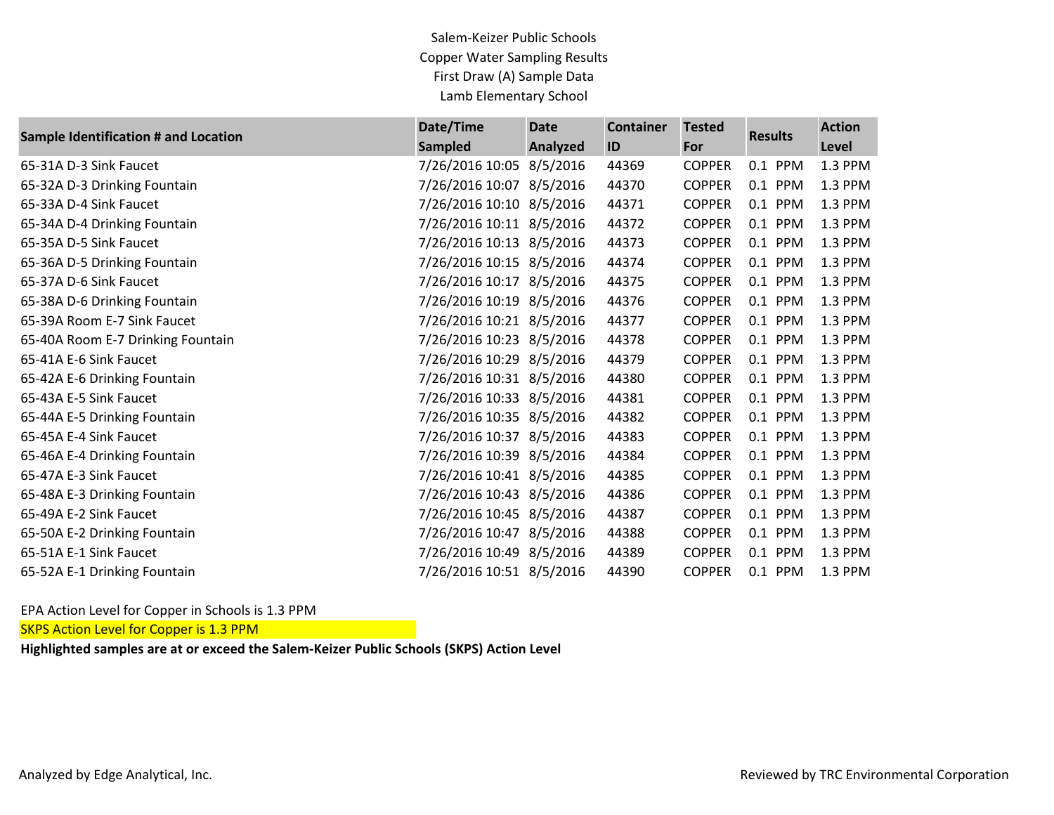Salem-Keizer Public Schools
Copper Water Sampling Results
First Draw (A) Sample Data
Lamb Elementary School

| Sample Identification # and Location | Date/Time Sampled | Date Analyzed | Container ID | Tested For | Results | Action Level |
|---|---|---|---|---|---|---|
| 65-31A D-3 Sink Faucet | 7/26/2016 10:05 | 8/5/2016 | 44369 | COPPER | 0.1 PPM | 1.3 PPM |
| 65-32A D-3 Drinking Fountain | 7/26/2016 10:07 | 8/5/2016 | 44370 | COPPER | 0.1 PPM | 1.3 PPM |
| 65-33A D-4 Sink Faucet | 7/26/2016 10:10 | 8/5/2016 | 44371 | COPPER | 0.1 PPM | 1.3 PPM |
| 65-34A D-4 Drinking Fountain | 7/26/2016 10:11 | 8/5/2016 | 44372 | COPPER | 0.1 PPM | 1.3 PPM |
| 65-35A D-5 Sink Faucet | 7/26/2016 10:13 | 8/5/2016 | 44373 | COPPER | 0.1 PPM | 1.3 PPM |
| 65-36A D-5 Drinking Fountain | 7/26/2016 10:15 | 8/5/2016 | 44374 | COPPER | 0.1 PPM | 1.3 PPM |
| 65-37A D-6 Sink Faucet | 7/26/2016 10:17 | 8/5/2016 | 44375 | COPPER | 0.1 PPM | 1.3 PPM |
| 65-38A D-6 Drinking Fountain | 7/26/2016 10:19 | 8/5/2016 | 44376 | COPPER | 0.1 PPM | 1.3 PPM |
| 65-39A Room E-7 Sink Faucet | 7/26/2016 10:21 | 8/5/2016 | 44377 | COPPER | 0.1 PPM | 1.3 PPM |
| 65-40A Room E-7 Drinking Fountain | 7/26/2016 10:23 | 8/5/2016 | 44378 | COPPER | 0.1 PPM | 1.3 PPM |
| 65-41A E-6 Sink Faucet | 7/26/2016 10:29 | 8/5/2016 | 44379 | COPPER | 0.1 PPM | 1.3 PPM |
| 65-42A E-6 Drinking Fountain | 7/26/2016 10:31 | 8/5/2016 | 44380 | COPPER | 0.1 PPM | 1.3 PPM |
| 65-43A E-5 Sink Faucet | 7/26/2016 10:33 | 8/5/2016 | 44381 | COPPER | 0.1 PPM | 1.3 PPM |
| 65-44A E-5 Drinking Fountain | 7/26/2016 10:35 | 8/5/2016 | 44382 | COPPER | 0.1 PPM | 1.3 PPM |
| 65-45A E-4 Sink Faucet | 7/26/2016 10:37 | 8/5/2016 | 44383 | COPPER | 0.1 PPM | 1.3 PPM |
| 65-46A E-4 Drinking Fountain | 7/26/2016 10:39 | 8/5/2016 | 44384 | COPPER | 0.1 PPM | 1.3 PPM |
| 65-47A E-3 Sink Faucet | 7/26/2016 10:41 | 8/5/2016 | 44385 | COPPER | 0.1 PPM | 1.3 PPM |
| 65-48A E-3 Drinking Fountain | 7/26/2016 10:43 | 8/5/2016 | 44386 | COPPER | 0.1 PPM | 1.3 PPM |
| 65-49A E-2 Sink Faucet | 7/26/2016 10:45 | 8/5/2016 | 44387 | COPPER | 0.1 PPM | 1.3 PPM |
| 65-50A E-2 Drinking Fountain | 7/26/2016 10:47 | 8/5/2016 | 44388 | COPPER | 0.1 PPM | 1.3 PPM |
| 65-51A E-1 Sink Faucet | 7/26/2016 10:49 | 8/5/2016 | 44389 | COPPER | 0.1 PPM | 1.3 PPM |
| 65-52A E-1 Drinking Fountain | 7/26/2016 10:51 | 8/5/2016 | 44390 | COPPER | 0.1 PPM | 1.3 PPM |

EPA Action Level for Copper in Schools is 1.3 PPM

SKPS Action Level for Copper is 1.3 PPM

**Highlighted samples are at or exceed the Salem-Keizer Public Schools (SKPS) Action Level**

Analyzed by Edge Analytical, Inc.

Reviewed by TRC Environmental Corporation